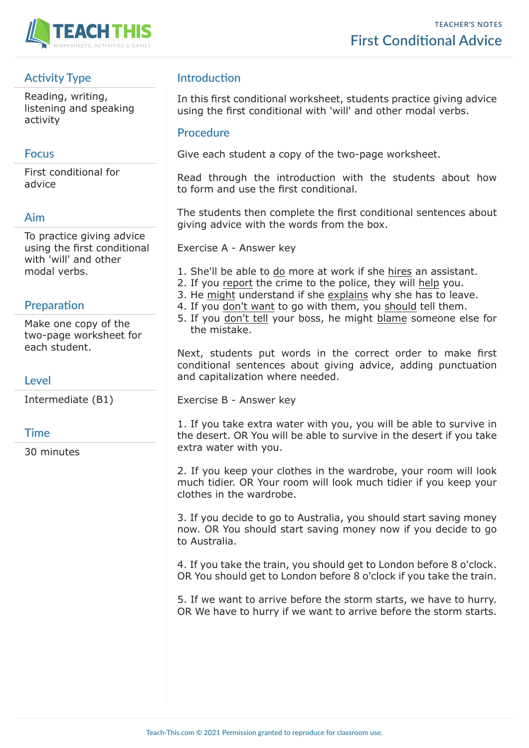TEACHER'S NOTES

# First Conditional Advice

## Activity Type

Reading, writing, listening and speaking activity

## Focus

First conditional for advice

## Aim

To practice giving advice using the first conditional with 'will' and other modal verbs.

## Preparation

Make one copy of the two-page worksheet for each student.

## Level

Intermediate (B1)

## Time

30 minutes

## Introduction

In this first conditional worksheet, students practice giving advice using the first conditional with 'will' and other modal verbs.

## Procedure

Give each student a copy of the two-page worksheet.

Read through the introduction with the students about how to form and use the first conditional.

The students then complete the first conditional sentences about giving advice with the words from the box.

Exercise A - Answer key

1. She'll be able to <u>do</u> more at work if she <u>hires</u> an assistant.
2. If you <u>report</u> the crime to the police, they will <u>help</u> you.
3. He <u>might</u> understand if she <u>explains</u> why she has to leave.
4. If you <u>don't want</u> to go with them, you <u>should</u> tell them.
5. If you <u>don't tell</u> your boss, he might <u>blame</u> someone else for the mistake.

Next, students put words in the correct order to make first conditional sentences about giving advice, adding punctuation and capitalization where needed.

Exercise B - Answer key

1. If you take extra water with you, you will be able to survive in the desert. OR You will be able to survive in the desert if you take extra water with you.

2. If you keep your clothes in the wardrobe, your room will look much tidier. OR Your room will look much tidier if you keep your clothes in the wardrobe.

3. If you decide to go to Australia, you should start saving money now. OR You should start saving money now if you decide to go to Australia.

4. If you take the train, you should get to London before 8 o'clock. OR You should get to London before 8 o'clock if you take the train.

5. If we want to arrive before the storm starts, we have to hurry. OR We have to hurry if we want to arrive before the storm starts.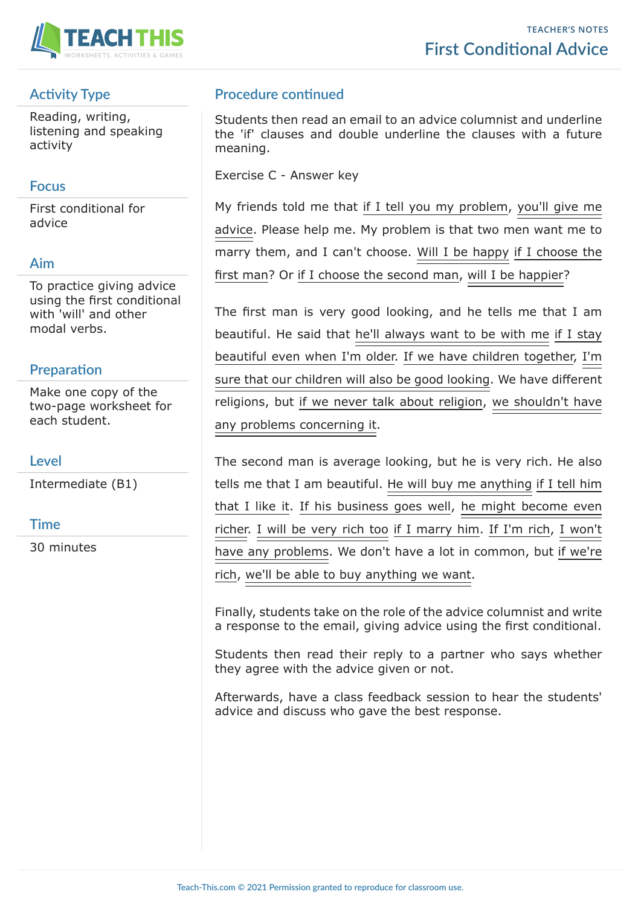# First Conditional Advice

TEACHER'S NOTES

## Activity Type

Reading, writing, listening and speaking activity

## Focus

First conditional for advice

## Aim

To practice giving advice using the first conditional with 'will' and other modal verbs.

## Preparation

Make one copy of the two-page worksheet for each student.

## Level

Intermediate (B1)

## Time

30 minutes

## Procedure continued

Students then read an email to an advice columnist and underline the 'if' clauses and double underline the clauses with a future meaning.

Exercise C - Answer key

My friends told me that if I tell you my problem, you'll give me advice. Please help me. My problem is that two men want me to marry them, and I can't choose. Will I be happy if I choose the first man? Or if I choose the second man, will I be happier?

The first man is very good looking, and he tells me that I am beautiful. He said that he'll always want to be with me if I stay beautiful even when I'm older. If we have children together, I'm sure that our children will also be good looking. We have different religions, but if we never talk about religion, we shouldn't have any problems concerning it.

The second man is average looking, but he is very rich. He also tells me that I am beautiful. He will buy me anything if I tell him that I like it. If his business goes well, he might become even richer. I will be very rich too if I marry him. If I'm rich, I won't have any problems. We don't have a lot in common, but if we're rich, we'll be able to buy anything we want.

Finally, students take on the role of the advice columnist and write a response to the email, giving advice using the first conditional.

Students then read their reply to a partner who says whether they agree with the advice given or not.

Afterwards, have a class feedback session to hear the students' advice and discuss who gave the best response.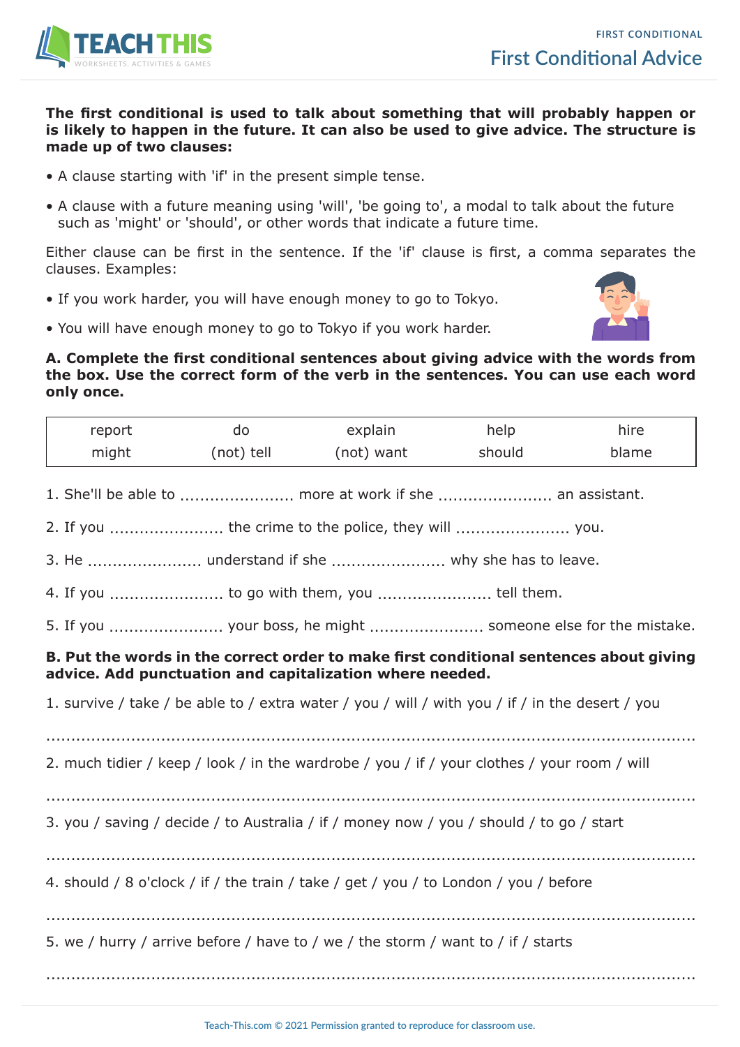# First Conditional Advice

**The first conditional is used to talk about something that will probably happen or is likely to happen in the future. It can also be used to give advice. The structure is made up of two clauses:**

- A clause starting with 'if' in the present simple tense.
- A clause with a future meaning using 'will', 'be going to', a modal to talk about the future such as 'might' or 'should', or other words that indicate a future time.

Either clause can be first in the sentence. If the 'if' clause is first, a comma separates the clauses. Examples:

- If you work harder, you will have enough money to go to Tokyo.
- You will have enough money to go to Tokyo if you work harder.

**A. Complete the first conditional sentences about giving advice with the words from the box. Use the correct form of the verb in the sentences. You can use each word only once.**

| report | do | explain | help | hire |
|---|---|---|---|---|
| might | (not) tell | (not) want | should | blame |

1. She'll be able to ....................... more at work if she ....................... an assistant.

2. If you ....................... the crime to the police, they will ....................... you.

3. He ....................... understand if she ....................... why she has to leave.

4. If you ....................... to go with them, you ....................... tell them.

5. If you ....................... your boss, he might ....................... someone else for the mistake.

**B. Put the words in the correct order to make first conditional sentences about giving advice. Add punctuation and capitalization where needed.**

1. survive / take / be able to / extra water / you / will / with you / if / in the desert / you

.......................................................................................................................

2. much tidier / keep / look / in the wardrobe / you / if / your clothes / your room / will

.......................................................................................................................

3. you / saving / decide / to Australia / if / money now / you / should / to go / start

.......................................................................................................................

4. should / 8 o'clock / if / the train / take / get / you / to London / you / before

.......................................................................................................................

5. we / hurry / arrive before / have to / we / the storm / want to / if / starts

.......................................................................................................................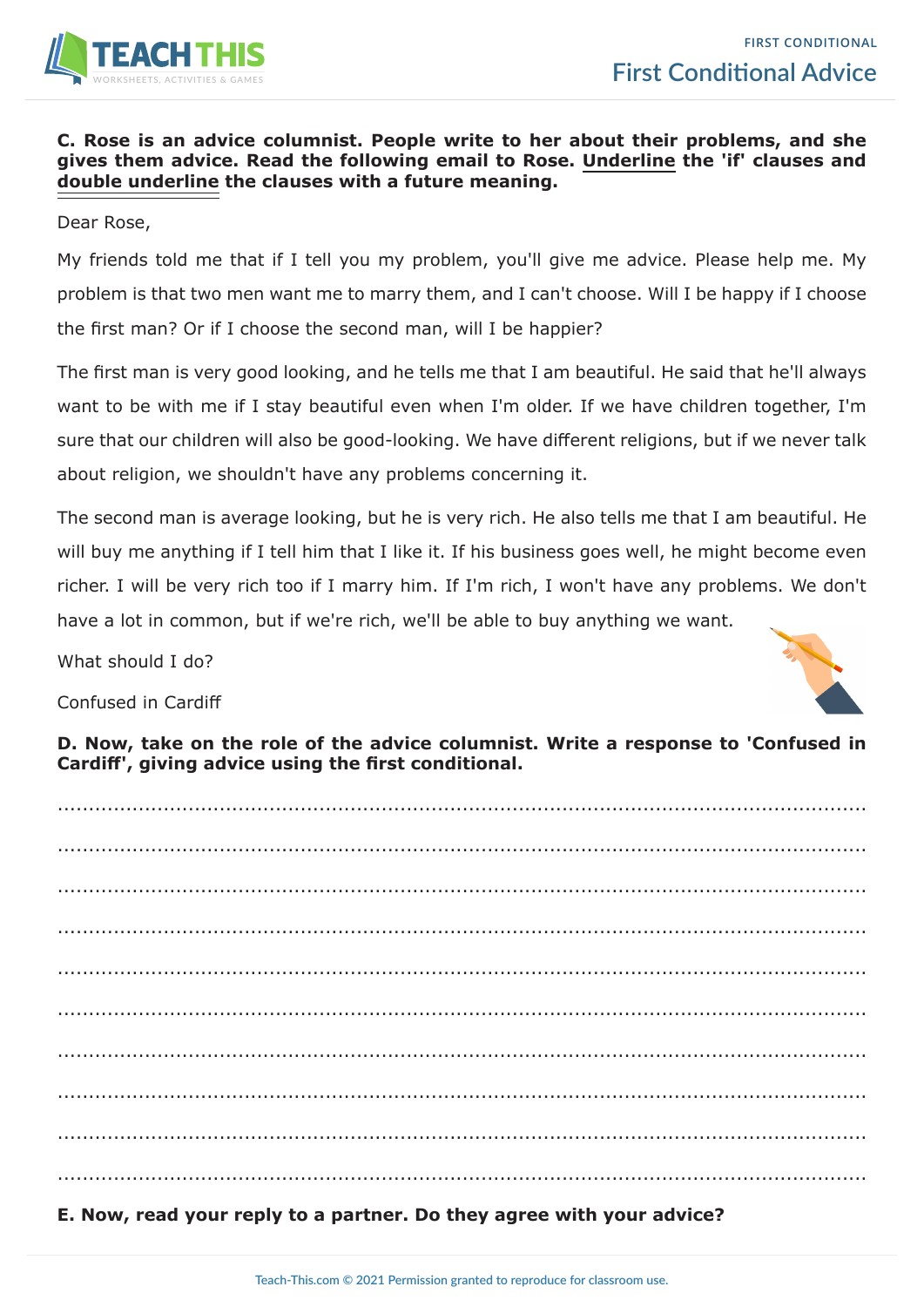**C. Rose is an advice columnist. People write to her about their problems, and she gives them advice. Read the following email to Rose. Underline the 'if' clauses and double underline the clauses with a future meaning.**

Dear Rose,

My friends told me that if I tell you my problem, you'll give me advice. Please help me. My problem is that two men want me to marry them, and I can't choose. Will I be happy if I choose the first man? Or if I choose the second man, will I be happier?

The first man is very good looking, and he tells me that I am beautiful. He said that he'll always want to be with me if I stay beautiful even when I'm older. If we have children together, I'm sure that our children will also be good-looking. We have different religions, but if we never talk about religion, we shouldn't have any problems concerning it.

The second man is average looking, but he is very rich. He also tells me that I am beautiful. He will buy me anything if I tell him that I like it. If his business goes well, he might become even richer. I will be very rich too if I marry him. If I'm rich, I won't have any problems. We don't have a lot in common, but if we're rich, we'll be able to buy anything we want.

What should I do?

Confused in Cardiff

**D. Now, take on the role of the advice columnist. Write a response to 'Confused in Cardiff', giving advice using the first conditional.**

..........................................................................................................................

..........................................................................................................................

..........................................................................................................................

..........................................................................................................................

..........................................................................................................................

..........................................................................................................................

..........................................................................................................................

..........................................................................................................................

..........................................................................................................................

..........................................................................................................................

**E. Now, read your reply to a partner. Do they agree with your advice?**